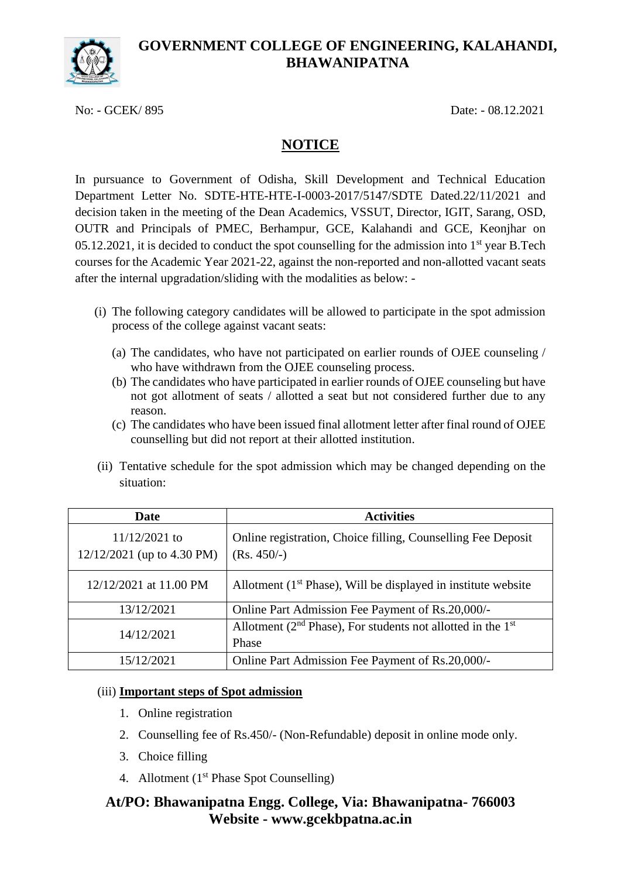# GOVERNMENT COLLEGE OF ENGINEERING, KALAHANDI, BHAWANIPATNA

No: - GCEK/ 895 Date: - 08.12.2021

## NOTICE

In pursuance to Government of Odisha, Skill Development and Technical Education Department Letter No. SDTE-HTE-HTE-I-0003-2017/5147/SDTE Dated.22/11/2021 and decision taken in the meeting of the Dean Academics, VSSUT, Director, IGIT, Sarang, OSD, OUTR and Principals of PMEC, Berhampur, GCE, Kalahandi and GCE, Keonjhar on 05.12.2021, it is decided to conduct the spot counselling for the admission into 1st year B.Tech courses for the Academic Year 2021-22, against the non-reported and non-allotted vacant seats after the internal upgradation/sliding with the modalities as below: -

(i) The following category candidates will be allowed to participate in the spot admission process of the college against vacant seats:

   (a) The candidates, who have not participated on earlier rounds of OJEE counseling / who have withdrawn from the OJEE counseling process.
   (b) The candidates who have participated in earlier rounds of OJEE counseling but have not got allotment of seats / allotted a seat but not considered further due to any reason.
   (c) The candidates who have been issued final allotment letter after final round of OJEE counselling but did not report at their allotted institution.

(ii) Tentative schedule for the spot admission which may be changed depending on the situation:

| Date | Activities |
|---|---|
| 11/12/2021 to 12/12/2021 (up to 4.30 PM) | Online registration, Choice filling, Counselling Fee Deposit (Rs. 450/-) |
| 12/12/2021 at 11.00 PM | Allotment (1st Phase), Will be displayed in institute website |
| 13/12/2021 | Online Part Admission Fee Payment of Rs.20,000/- |
| 14/12/2021 | Allotment (2nd Phase), For students not allotted in the 1st Phase |
| 15/12/2021 | Online Part Admission Fee Payment of Rs.20,000/- |

(iii) **Important steps of Spot admission**

1. Online registration
2. Counselling fee of Rs.450/- (Non-Refundable) deposit in online mode only.
3. Choice filling
4. Allotment (1st Phase Spot Counselling)

**At/PO: Bhawanipatna Engg. College, Via: Bhawanipatna- 766003**
**Website - www.gcekbpatna.ac.in**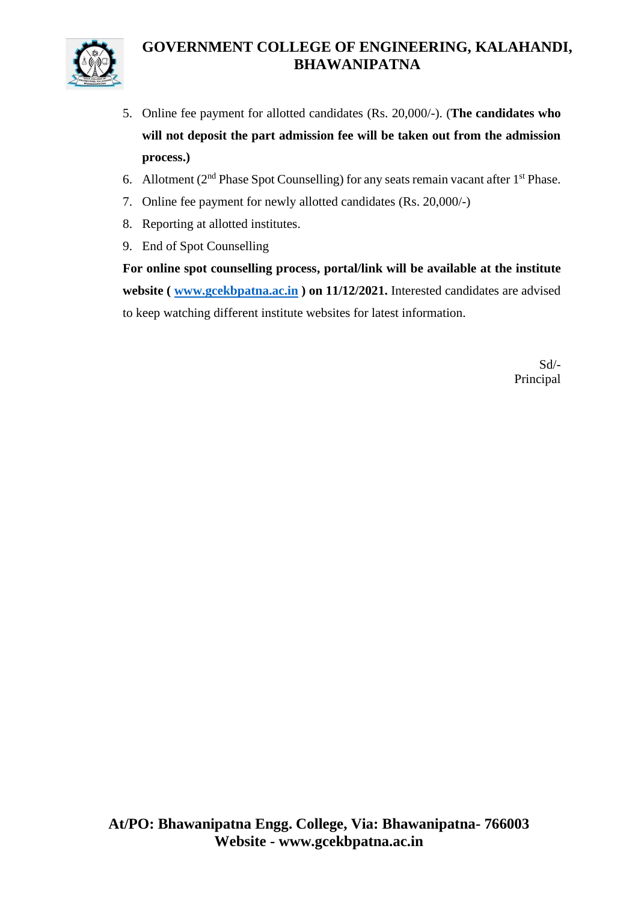5. Online fee payment for allotted candidates (Rs. 20,000/-). (**The candidates who will not deposit the part admission fee will be taken out from the admission process.)**
6. Allotment (2nd Phase Spot Counselling) for any seats remain vacant after 1st Phase.
7. Online fee payment for newly allotted candidates (Rs. 20,000/-)
8. Reporting at allotted institutes.
9. End of Spot Counselling

**For online spot counselling process, portal/link will be available at the institute website ( [www.gcekbpatna.ac.in](http://www.gcekbpatna.ac.in) ) on 11/12/2021.** Interested candidates are advised to keep watching different institute websites for latest information.

Sd/-
Principal